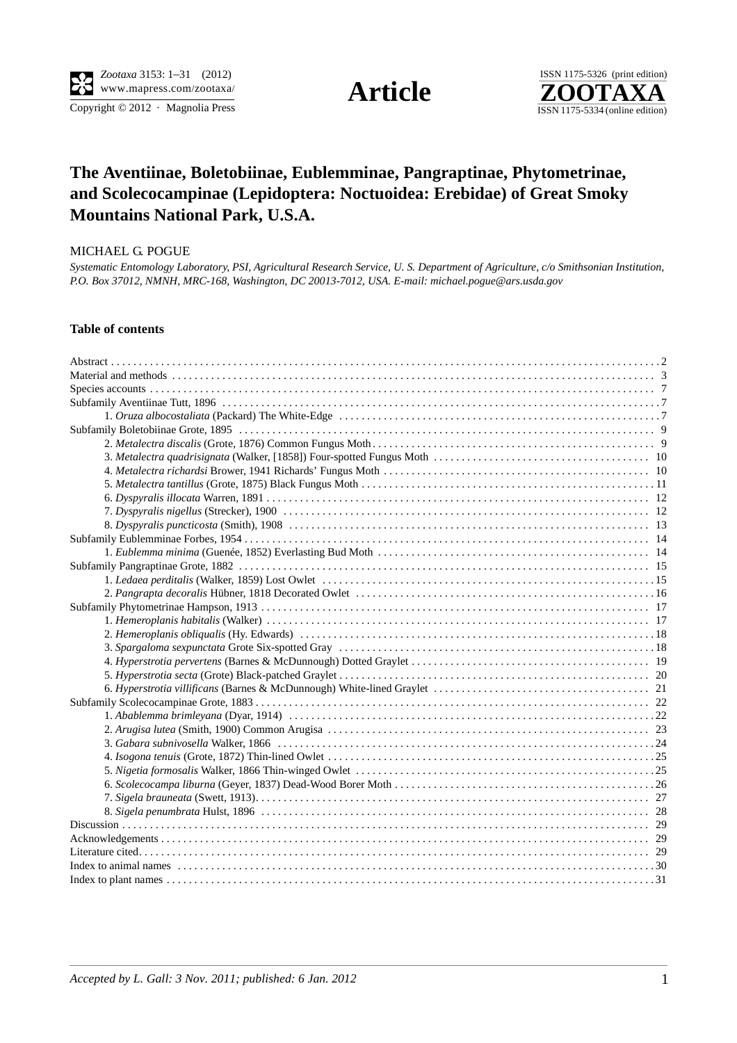# The Aventiinae, Boletobiinae, Eublemminae, Pangraptinae, Phytometrinae, and Scolecocampinae (Lepidoptera: Noctuoidea: Erebidae) of Great Smoky Mountains National Park, U.S.A.

MICHAEL G. POGUE

*Systematic Entomology Laboratory, PSI, Agricultural Research Service, U. S. Department of Agriculture, c/o Smithsonian Institution, P.O. Box 37012, NMNH, MRC-168, Washington, DC 20013-7012, USA. E-mail: michael.pogue@ars.usda.gov*

## Table of contents

Abstract . . . 2
Material and methods . . . 3
Species accounts . . . 7
Subfamily Aventiinae Tutt, 1896 . . . 7
- 1. *Oruza albocostaliata* (Packard) The White-Edge . . . 7

Subfamily Boletobiinae Grote, 1895 . . . 9
- 2. *Metalectra discalis* (Grote, 1876) Common Fungus Moth . . . 9
- 3. *Metalectra quadrisignata* (Walker, [1858]) Four-spotted Fungus Moth . . . 10
- 4. *Metalectra richardsi* Brower, 1941 Richards' Fungus Moth . . . 10
- 5. *Metalectra tantillus* (Grote, 1875) Black Fungus Moth . . . 11
- 6. *Dyspyralis illocata* Warren, 1891 . . . 12
- 7. *Dyspyralis nigellus* (Strecker), 1900 . . . 12
- 8. *Dyspyralis puncticosta* (Smith), 1908 . . . 13

Subfamily Eublemminae Forbes, 1954 . . . 14
- 1. *Eublemma minima* (Guenée, 1852) Everlasting Bud Moth . . . 14

Subfamily Pangraptinae Grote, 1882 . . . 15
- 1. *Ledaea perditalis* (Walker, 1859) Lost Owlet . . . 15
- 2. *Pangrapta decoralis* Hübner, 1818 Decorated Owlet . . . 16

Subfamily Phytometrinae Hampson, 1913 . . . 17
- 1. *Hemeroplanis habitalis* (Walker) . . . 17
- 2. *Hemeroplanis obliqualis* (Hy. Edwards) . . . 18
- 3. *Spargaloma sexpunctata* Grote Six-spotted Gray . . . 18
- 4. *Hyperstrotia pervertens* (Barnes & McDunnough) Dotted Graylet . . . 19
- 5. *Hyperstrotia secta* (Grote) Black-patched Graylet . . . 20
- 6. *Hyperstrotia villificans* (Barnes & McDunnough) White-lined Graylet . . . 21

Subfamily Scolecocampinae Grote, 1883 . . . 22
- 1. *Abablemma brimleyana* (Dyar, 1914) . . . 22
- 2. *Arugisa lutea* (Smith, 1900) Common Arugisa . . . 23
- 3. *Gabara subnivosella* Walker, 1866 . . . 24
- 4. *Isogona tenuis* (Grote, 1872) Thin-lined Owlet . . . 25
- 5. *Nigetia formosalis* Walker, 1866 Thin-winged Owlet . . . 25
- 6. *Scolecocampa liburna* (Geyer, 1837) Dead-Wood Borer Moth . . . 26
- 7. *Sigela brauneata* (Swett, 1913) . . . 27
- 8. *Sigela penumbrata* Hulst, 1896 . . . 28

Discussion . . . 29
Acknowledgements . . . 29
Literature cited . . . 29
Index to animal names . . . 30
Index to plant names . . . 31

*Accepted by L. Gall: 3 Nov. 2011; published: 6 Jan. 2012*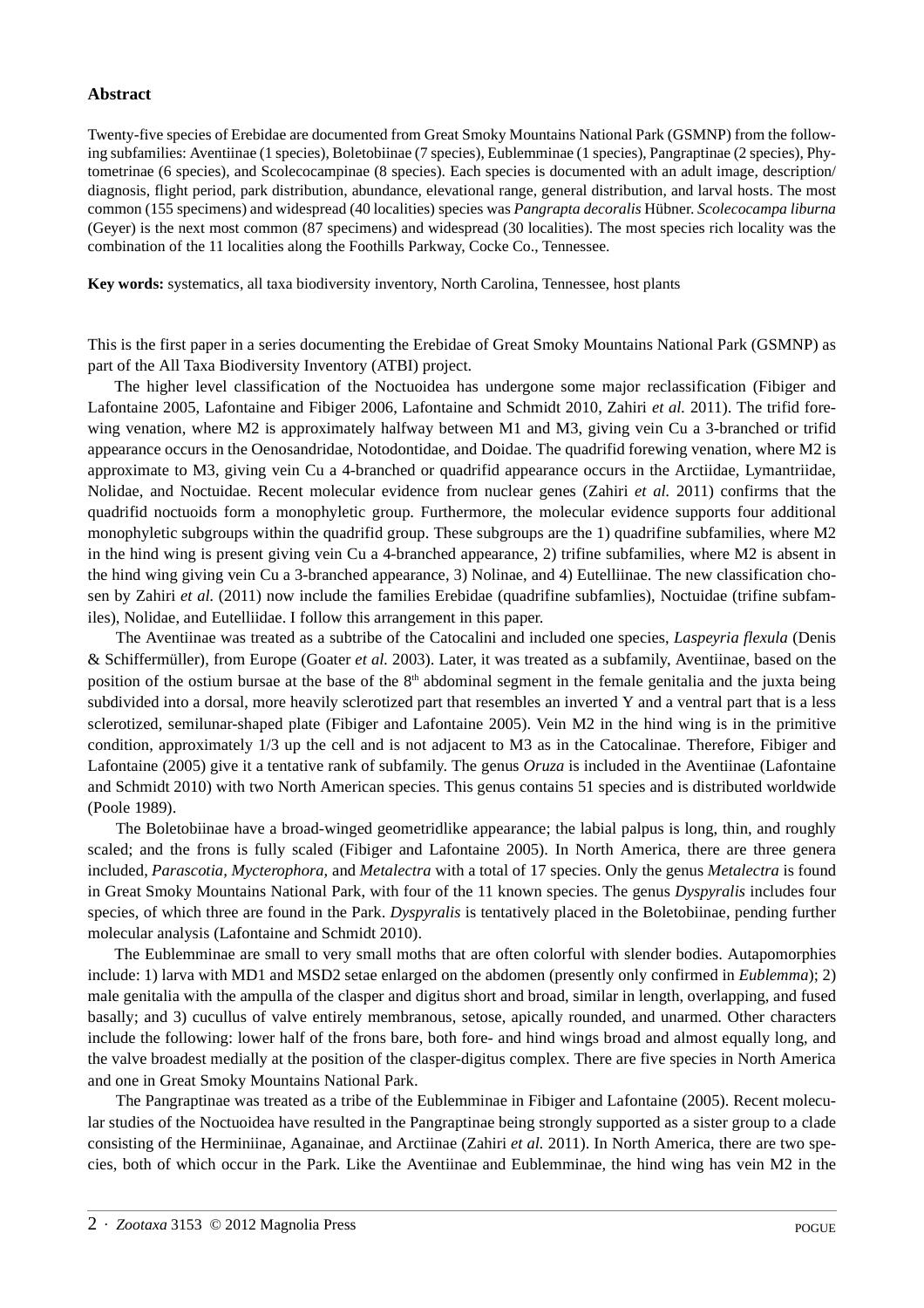**Abstract**

Twenty-five species of Erebidae are documented from Great Smoky Mountains National Park (GSMNP) from the following subfamilies: Aventiinae (1 species), Boletobiinae (7 species), Eublemminae (1 species), Pangraptinae (2 species), Phytometrinae (6 species), and Scolecocampinae (8 species). Each species is documented with an adult image, description/diagnosis, flight period, park distribution, abundance, elevational range, general distribution, and larval hosts. The most common (155 specimens) and widespread (40 localities) species was *Pangrapta decoralis* Hübner. *Scolecocampa liburna* (Geyer) is the next most common (87 specimens) and widespread (30 localities). The most species rich locality was the combination of the 11 localities along the Foothills Parkway, Cocke Co., Tennessee.

**Key words:** systematics, all taxa biodiversity inventory, North Carolina, Tennessee, host plants

This is the first paper in a series documenting the Erebidae of Great Smoky Mountains National Park (GSMNP) as part of the All Taxa Biodiversity Inventory (ATBI) project.

The higher level classification of the Noctuoidea has undergone some major reclassification (Fibiger and Lafontaine 2005, Lafontaine and Fibiger 2006, Lafontaine and Schmidt 2010, Zahiri *et al.* 2011). The trifid forewing venation, where M2 is approximately halfway between M1 and M3, giving vein Cu a 3-branched or trifid appearance occurs in the Oenosandridae, Notodontidae, and Doidae. The quadrifid forewing venation, where M2 is approximate to M3, giving vein Cu a 4-branched or quadrifid appearance occurs in the Arctiidae, Lymantriidae, Nolidae, and Noctuidae. Recent molecular evidence from nuclear genes (Zahiri *et al.* 2011) confirms that the quadrifid noctuoids form a monophyletic group. Furthermore, the molecular evidence supports four additional monophyletic subgroups within the quadrifid group. These subgroups are the 1) quadrifine subfamilies, where M2 in the hind wing is present giving vein Cu a 4-branched appearance, 2) trifine subfamilies, where M2 is absent in the hind wing giving vein Cu a 3-branched appearance, 3) Nolinae, and 4) Eutelliinae. The new classification chosen by Zahiri *et al.* (2011) now include the families Erebidae (quadrifine subfamlies), Noctuidae (trifine subfamiles), Nolidae, and Eutelliidae. I follow this arrangement in this paper.

The Aventiinae was treated as a subtribe of the Catocalini and included one species, *Laspeyria flexula* (Denis & Schiffermüller), from Europe (Goater *et al.* 2003). Later, it was treated as a subfamily, Aventiinae, based on the position of the ostium bursae at the base of the 8th abdominal segment in the female genitalia and the juxta being subdivided into a dorsal, more heavily sclerotized part that resembles an inverted Y and a ventral part that is a less sclerotized, semilunar-shaped plate (Fibiger and Lafontaine 2005). Vein M2 in the hind wing is in the primitive condition, approximately 1/3 up the cell and is not adjacent to M3 as in the Catocalinae. Therefore, Fibiger and Lafontaine (2005) give it a tentative rank of subfamily. The genus *Oruza* is included in the Aventiinae (Lafontaine and Schmidt 2010) with two North American species. This genus contains 51 species and is distributed worldwide (Poole 1989).

The Boletobiinae have a broad-winged geometridlike appearance; the labial palpus is long, thin, and roughly scaled; and the frons is fully scaled (Fibiger and Lafontaine 2005). In North America, there are three genera included, *Parascotia, Mycterophora,* and *Metalectra* with a total of 17 species. Only the genus *Metalectra* is found in Great Smoky Mountains National Park, with four of the 11 known species. The genus *Dyspyralis* includes four species, of which three are found in the Park. *Dyspyralis* is tentatively placed in the Boletobiinae, pending further molecular analysis (Lafontaine and Schmidt 2010).

The Eublemminae are small to very small moths that are often colorful with slender bodies. Autapomorphies include: 1) larva with MD1 and MSD2 setae enlarged on the abdomen (presently only confirmed in *Eublemma*); 2) male genitalia with the ampulla of the clasper and digitus short and broad, similar in length, overlapping, and fused basally; and 3) cucullus of valve entirely membranous, setose, apically rounded, and unarmed. Other characters include the following: lower half of the frons bare, both fore- and hind wings broad and almost equally long, and the valve broadest medially at the position of the clasper-digitus complex. There are five species in North America and one in Great Smoky Mountains National Park.

The Pangraptinae was treated as a tribe of the Eublemminae in Fibiger and Lafontaine (2005). Recent molecular studies of the Noctuoidea have resulted in the Pangraptinae being strongly supported as a sister group to a clade consisting of the Herminiinae, Aganainae, and Arctiinae (Zahiri *et al.* 2011). In North America, there are two species, both of which occur in the Park. Like the Aventiinae and Eublemminae, the hind wing has vein M2 in the